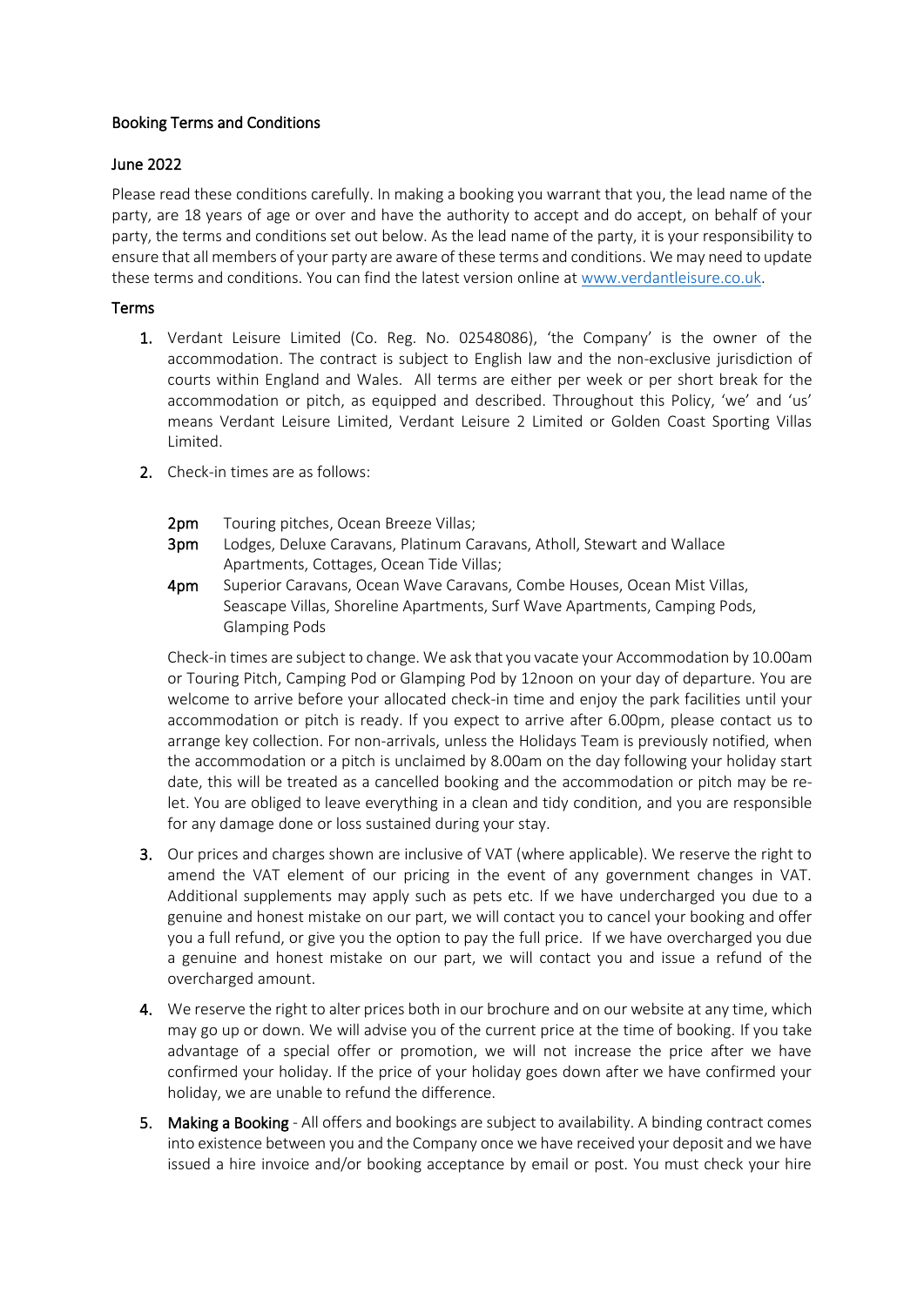## Booking Terms and Conditions

## June 2022

Please read these conditions carefully. In making a booking you warrant that you, the lead name of the party, are 18 years of age or over and have the authority to accept and do accept, on behalf of your party, the terms and conditions set out below. As the lead name of the party, it is your responsibility to ensure that all members of your party are aware of these terms and conditions. We may need to update these terms and conditions. You can find the latest version online at [www.verdantleisure.co.uk](http://www.verdantleisure.co.uk).

## Terms

1. Verdant Leisure Limited (Co. Reg. No. 02548086), 'the Company' is the owner of the accommodation. The contract is subject to English law and the non-exclusive jurisdiction of courts within England and Wales. All terms are either per week or per short break for the accommodation or pitch, as equipped and described. Throughout this Policy, 'we' and 'us' means Verdant Leisure Limited, Verdant Leisure 2 Limited or Golden Coast Sporting Villas Limited.

2. Check-in times are as follows:

   **2pm** Touring pitches, Ocean Breeze Villas;
   **3pm** Lodges, Deluxe Caravans, Platinum Caravans, Atholl, Stewart and Wallace Apartments, Cottages, Ocean Tide Villas;
   **4pm** Superior Caravans, Ocean Wave Caravans, Combe Houses, Ocean Mist Villas, Seascape Villas, Shoreline Apartments, Surf Wave Apartments, Camping Pods, Glamping Pods

   Check-in times are subject to change. We ask that you vacate your Accommodation by 10.00am or Touring Pitch, Camping Pod or Glamping Pod by 12noon on your day of departure. You are welcome to arrive before your allocated check-in time and enjoy the park facilities until your accommodation or pitch is ready. If you expect to arrive after 6.00pm, please contact us to arrange key collection. For non-arrivals, unless the Holidays Team is previously notified, when the accommodation or a pitch is unclaimed by 8.00am on the day following your holiday start date, this will be treated as a cancelled booking and the accommodation or pitch may be re-let. You are obliged to leave everything in a clean and tidy condition, and you are responsible for any damage done or loss sustained during your stay.

3. Our prices and charges shown are inclusive of VAT (where applicable). We reserve the right to amend the VAT element of our pricing in the event of any government changes in VAT. Additional supplements may apply such as pets etc. If we have undercharged you due to a genuine and honest mistake on our part, we will contact you to cancel your booking and offer you a full refund, or give you the option to pay the full price. If we have overcharged you due a genuine and honest mistake on our part, we will contact you and issue a refund of the overcharged amount.

4. We reserve the right to alter prices both in our brochure and on our website at any time, which may go up or down. We will advise you of the current price at the time of booking. If you take advantage of a special offer or promotion, we will not increase the price after we have confirmed your holiday. If the price of your holiday goes down after we have confirmed your holiday, we are unable to refund the difference.

5. **Making a Booking** - All offers and bookings are subject to availability. A binding contract comes into existence between you and the Company once we have received your deposit and we have issued a hire invoice and/or booking acceptance by email or post. You must check your hire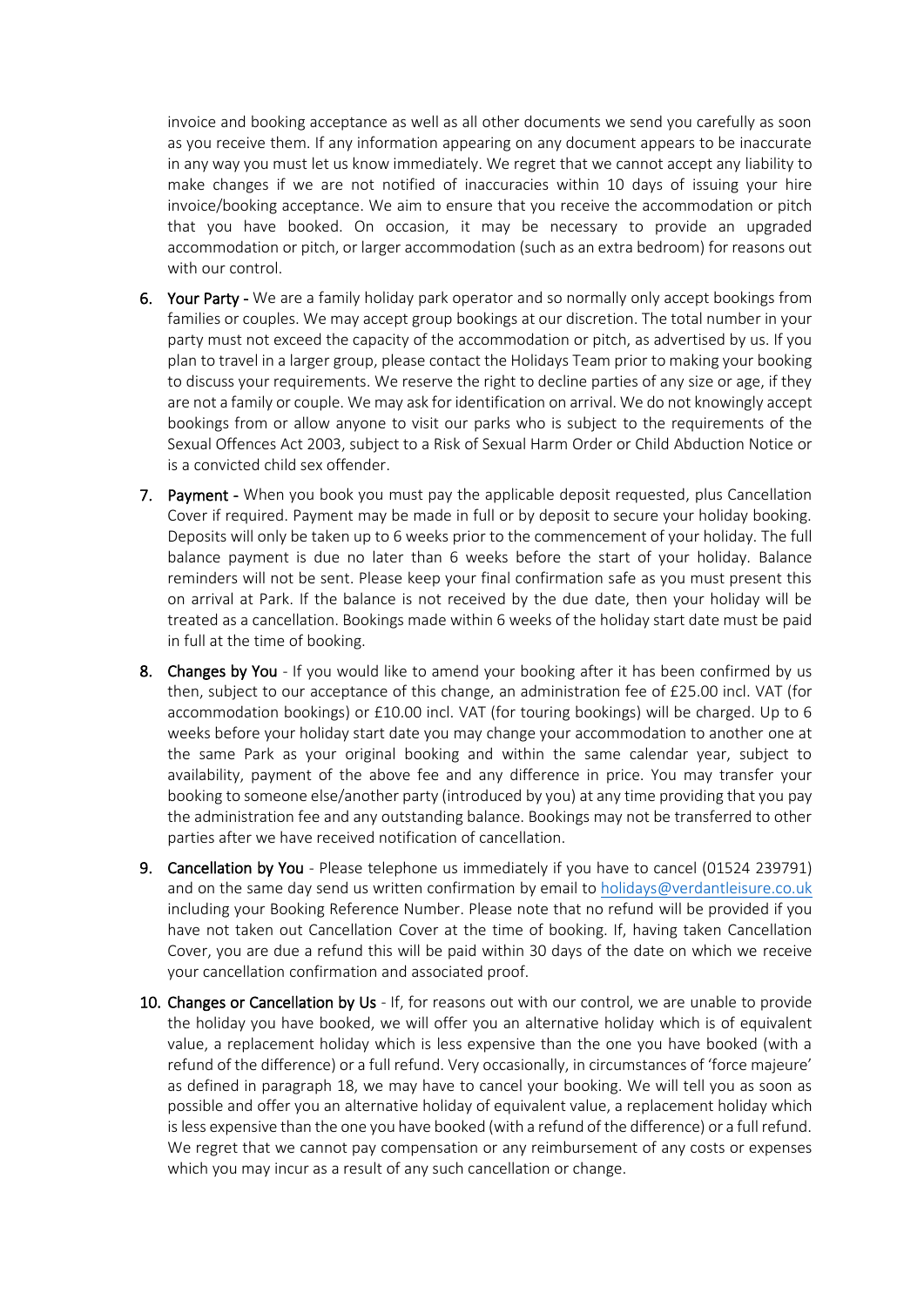invoice and booking acceptance as well as all other documents we send you carefully as soon as you receive them. If any information appearing on any document appears to be inaccurate in any way you must let us know immediately. We regret that we cannot accept any liability to make changes if we are not notified of inaccuracies within 10 days of issuing your hire invoice/booking acceptance. We aim to ensure that you receive the accommodation or pitch that you have booked. On occasion, it may be necessary to provide an upgraded accommodation or pitch, or larger accommodation (such as an extra bedroom) for reasons out with our control.

6. **Your Party** - We are a family holiday park operator and so normally only accept bookings from families or couples. We may accept group bookings at our discretion. The total number in your party must not exceed the capacity of the accommodation or pitch, as advertised by us. If you plan to travel in a larger group, please contact the Holidays Team prior to making your booking to discuss your requirements. We reserve the right to decline parties of any size or age, if they are not a family or couple. We may ask for identification on arrival. We do not knowingly accept bookings from or allow anyone to visit our parks who is subject to the requirements of the Sexual Offences Act 2003, subject to a Risk of Sexual Harm Order or Child Abduction Notice or is a convicted child sex offender.

7. **Payment** - When you book you must pay the applicable deposit requested, plus Cancellation Cover if required. Payment may be made in full or by deposit to secure your holiday booking. Deposits will only be taken up to 6 weeks prior to the commencement of your holiday. The full balance payment is due no later than 6 weeks before the start of your holiday. Balance reminders will not be sent. Please keep your final confirmation safe as you must present this on arrival at Park. If the balance is not received by the due date, then your holiday will be treated as a cancellation. Bookings made within 6 weeks of the holiday start date must be paid in full at the time of booking.

8. **Changes by You** - If you would like to amend your booking after it has been confirmed by us then, subject to our acceptance of this change, an administration fee of £25.00 incl. VAT (for accommodation bookings) or £10.00 incl. VAT (for touring bookings) will be charged. Up to 6 weeks before your holiday start date you may change your accommodation to another one at the same Park as your original booking and within the same calendar year, subject to availability, payment of the above fee and any difference in price. You may transfer your booking to someone else/another party (introduced by you) at any time providing that you pay the administration fee and any outstanding balance. Bookings may not be transferred to other parties after we have received notification of cancellation.

9. **Cancellation by You** - Please telephone us immediately if you have to cancel (01524 239791) and on the same day send us written confirmation by email to [holidays@verdantleisure.co.uk](mailto:holidays@verdantleisure.co.uk) including your Booking Reference Number. Please note that no refund will be provided if you have not taken out Cancellation Cover at the time of booking. If, having taken Cancellation Cover, you are due a refund this will be paid within 30 days of the date on which we receive your cancellation confirmation and associated proof.

10. **Changes or Cancellation by Us** - If, for reasons out with our control, we are unable to provide the holiday you have booked, we will offer you an alternative holiday which is of equivalent value, a replacement holiday which is less expensive than the one you have booked (with a refund of the difference) or a full refund. Very occasionally, in circumstances of 'force majeure' as defined in paragraph 18, we may have to cancel your booking. We will tell you as soon as possible and offer you an alternative holiday of equivalent value, a replacement holiday which is less expensive than the one you have booked (with a refund of the difference) or a full refund. We regret that we cannot pay compensation or any reimbursement of any costs or expenses which you may incur as a result of any such cancellation or change.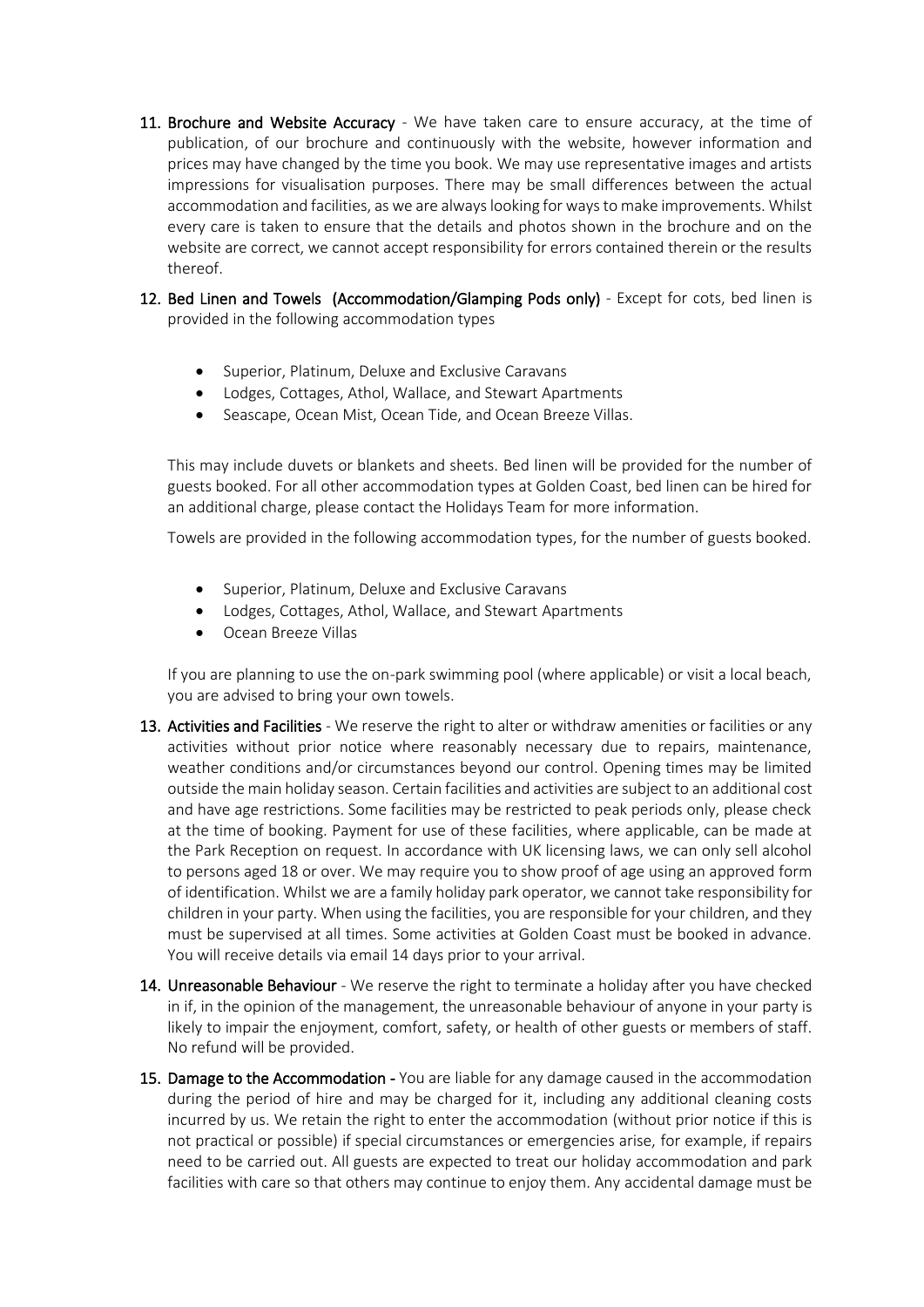11. **Brochure and Website Accuracy** - We have taken care to ensure accuracy, at the time of publication, of our brochure and continuously with the website, however information and prices may have changed by the time you book. We may use representative images and artists impressions for visualisation purposes. There may be small differences between the actual accommodation and facilities, as we are always looking for ways to make improvements. Whilst every care is taken to ensure that the details and photos shown in the brochure and on the website are correct, we cannot accept responsibility for errors contained therein or the results thereof.

12. **Bed Linen and Towels (Accommodation/Glamping Pods only)** - Except for cots, bed linen is provided in the following accommodation types

    - Superior, Platinum, Deluxe and Exclusive Caravans
    - Lodges, Cottages, Athol, Wallace, and Stewart Apartments
    - Seascape, Ocean Mist, Ocean Tide, and Ocean Breeze Villas.

    This may include duvets or blankets and sheets. Bed linen will be provided for the number of guests booked. For all other accommodation types at Golden Coast, bed linen can be hired for an additional charge, please contact the Holidays Team for more information.

    Towels are provided in the following accommodation types, for the number of guests booked.

    - Superior, Platinum, Deluxe and Exclusive Caravans
    - Lodges, Cottages, Athol, Wallace, and Stewart Apartments
    - Ocean Breeze Villas

    If you are planning to use the on-park swimming pool (where applicable) or visit a local beach, you are advised to bring your own towels.

13. **Activities and Facilities** - We reserve the right to alter or withdraw amenities or facilities or any activities without prior notice where reasonably necessary due to repairs, maintenance, weather conditions and/or circumstances beyond our control. Opening times may be limited outside the main holiday season. Certain facilities and activities are subject to an additional cost and have age restrictions. Some facilities may be restricted to peak periods only, please check at the time of booking. Payment for use of these facilities, where applicable, can be made at the Park Reception on request. In accordance with UK licensing laws, we can only sell alcohol to persons aged 18 or over. We may require you to show proof of age using an approved form of identification. Whilst we are a family holiday park operator, we cannot take responsibility for children in your party. When using the facilities, you are responsible for your children, and they must be supervised at all times. Some activities at Golden Coast must be booked in advance. You will receive details via email 14 days prior to your arrival.

14. **Unreasonable Behaviour** - We reserve the right to terminate a holiday after you have checked in if, in the opinion of the management, the unreasonable behaviour of anyone in your party is likely to impair the enjoyment, comfort, safety, or health of other guests or members of staff. No refund will be provided.

15. **Damage to the Accommodation -** You are liable for any damage caused in the accommodation during the period of hire and may be charged for it, including any additional cleaning costs incurred by us. We retain the right to enter the accommodation (without prior notice if this is not practical or possible) if special circumstances or emergencies arise, for example, if repairs need to be carried out. All guests are expected to treat our holiday accommodation and park facilities with care so that others may continue to enjoy them. Any accidental damage must be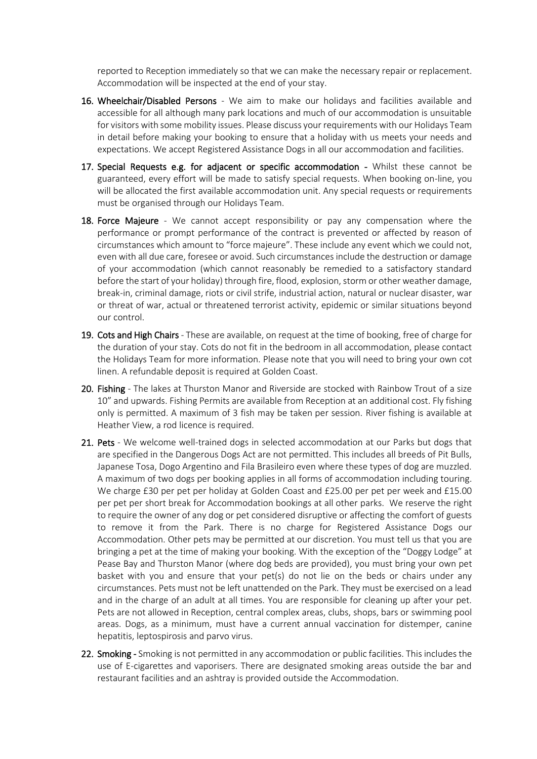reported to Reception immediately so that we can make the necessary repair or replacement. Accommodation will be inspected at the end of your stay.

16. **Wheelchair/Disabled Persons** - We aim to make our holidays and facilities available and accessible for all although many park locations and much of our accommodation is unsuitable for visitors with some mobility issues. Please discuss your requirements with our Holidays Team in detail before making your booking to ensure that a holiday with us meets your needs and expectations. We accept Registered Assistance Dogs in all our accommodation and facilities.

17. **Special Requests e.g. for adjacent or specific accommodation -** Whilst these cannot be guaranteed, every effort will be made to satisfy special requests. When booking on-line, you will be allocated the first available accommodation unit. Any special requests or requirements must be organised through our Holidays Team.

18. **Force Majeure** - We cannot accept responsibility or pay any compensation where the performance or prompt performance of the contract is prevented or affected by reason of circumstances which amount to "force majeure". These include any event which we could not, even with all due care, foresee or avoid. Such circumstances include the destruction or damage of your accommodation (which cannot reasonably be remedied to a satisfactory standard before the start of your holiday) through fire, flood, explosion, storm or other weather damage, break-in, criminal damage, riots or civil strife, industrial action, natural or nuclear disaster, war or threat of war, actual or threatened terrorist activity, epidemic or similar situations beyond our control.

19. **Cots and High Chairs** - These are available, on request at the time of booking, free of charge for the duration of your stay. Cots do not fit in the bedroom in all accommodation, please contact the Holidays Team for more information. Please note that you will need to bring your own cot linen. A refundable deposit is required at Golden Coast.

20. **Fishing** - The lakes at Thurston Manor and Riverside are stocked with Rainbow Trout of a size 10" and upwards. Fishing Permits are available from Reception at an additional cost. Fly fishing only is permitted. A maximum of 3 fish may be taken per session. River fishing is available at Heather View, a rod licence is required.

21. **Pets** - We welcome well-trained dogs in selected accommodation at our Parks but dogs that are specified in the Dangerous Dogs Act are not permitted. This includes all breeds of Pit Bulls, Japanese Tosa, Dogo Argentino and Fila Brasileiro even where these types of dog are muzzled. A maximum of two dogs per booking applies in all forms of accommodation including touring. We charge £30 per pet per holiday at Golden Coast and £25.00 per pet per week and £15.00 per pet per short break for Accommodation bookings at all other parks. We reserve the right to require the owner of any dog or pet considered disruptive or affecting the comfort of guests to remove it from the Park. There is no charge for Registered Assistance Dogs our Accommodation. Other pets may be permitted at our discretion. You must tell us that you are bringing a pet at the time of making your booking. With the exception of the "Doggy Lodge" at Pease Bay and Thurston Manor (where dog beds are provided), you must bring your own pet basket with you and ensure that your pet(s) do not lie on the beds or chairs under any circumstances. Pets must not be left unattended on the Park. They must be exercised on a lead and in the charge of an adult at all times. You are responsible for cleaning up after your pet. Pets are not allowed in Reception, central complex areas, clubs, shops, bars or swimming pool areas. Dogs, as a minimum, must have a current annual vaccination for distemper, canine hepatitis, leptospirosis and parvo virus.

22. **Smoking -** Smoking is not permitted in any accommodation or public facilities. This includes the use of E-cigarettes and vaporisers. There are designated smoking areas outside the bar and restaurant facilities and an ashtray is provided outside the Accommodation.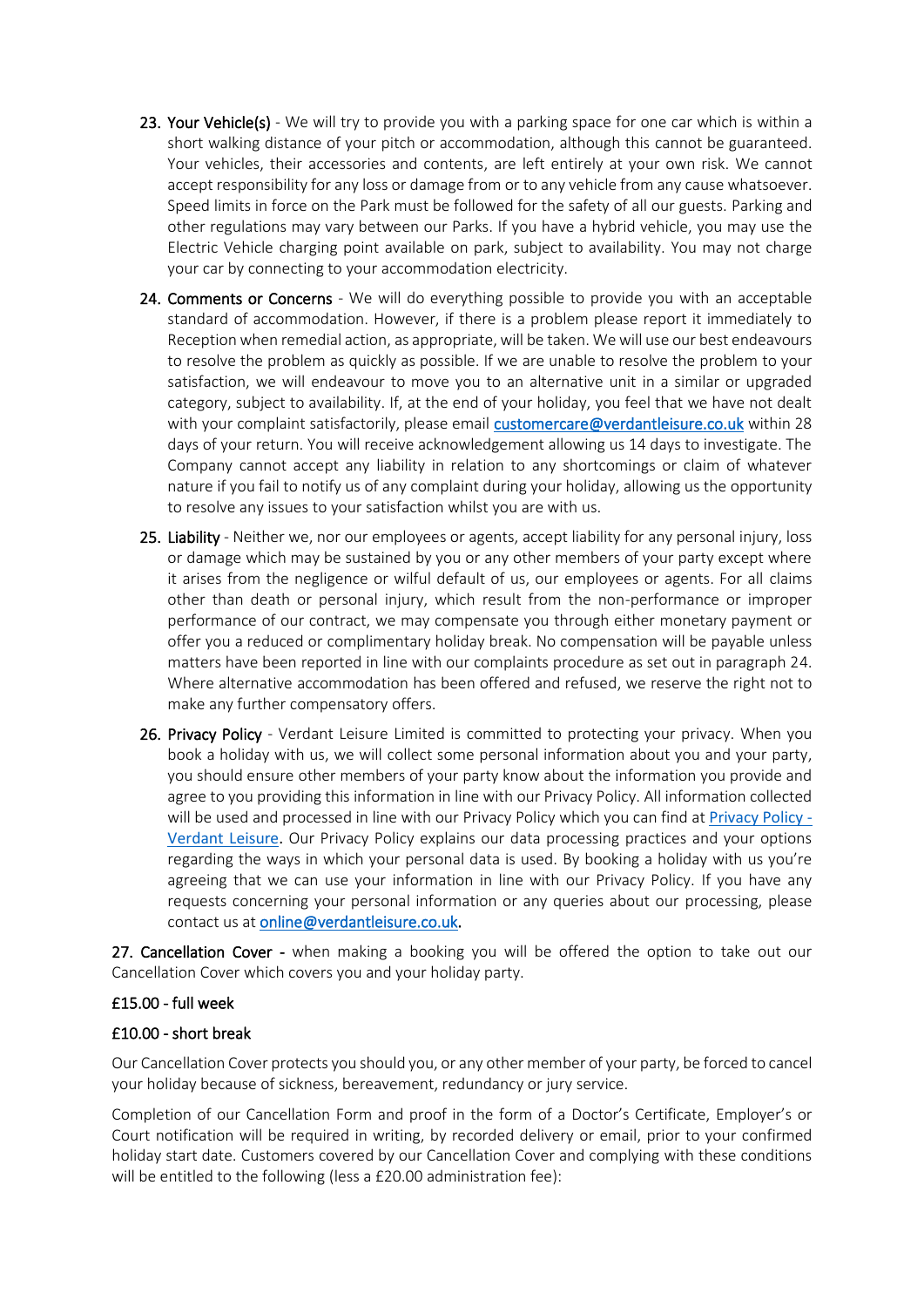23. **Your Vehicle(s)** - We will try to provide you with a parking space for one car which is within a short walking distance of your pitch or accommodation, although this cannot be guaranteed. Your vehicles, their accessories and contents, are left entirely at your own risk. We cannot accept responsibility for any loss or damage from or to any vehicle from any cause whatsoever. Speed limits in force on the Park must be followed for the safety of all our guests. Parking and other regulations may vary between our Parks. If you have a hybrid vehicle, you may use the Electric Vehicle charging point available on park, subject to availability. You may not charge your car by connecting to your accommodation electricity.

24. **Comments or Concerns** - We will do everything possible to provide you with an acceptable standard of accommodation. However, if there is a problem please report it immediately to Reception when remedial action, as appropriate, will be taken. We will use our best endeavours to resolve the problem as quickly as possible. If we are unable to resolve the problem to your satisfaction, we will endeavour to move you to an alternative unit in a similar or upgraded category, subject to availability. If, at the end of your holiday, you feel that we have not dealt with your complaint satisfactorily, please email [customercare@verdantleisure.co.uk](mailto:customercare@verdantleisure.co.uk) within 28 days of your return. You will receive acknowledgement allowing us 14 days to investigate. The Company cannot accept any liability in relation to any shortcomings or claim of whatever nature if you fail to notify us of any complaint during your holiday, allowing us the opportunity to resolve any issues to your satisfaction whilst you are with us.

25. **Liability** - Neither we, nor our employees or agents, accept liability for any personal injury, loss or damage which may be sustained by you or any other members of your party except where it arises from the negligence or wilful default of us, our employees or agents. For all claims other than death or personal injury, which result from the non-performance or improper performance of our contract, we may compensate you through either monetary payment or offer you a reduced or complimentary holiday break. No compensation will be payable unless matters have been reported in line with our complaints procedure as set out in paragraph 24. Where alternative accommodation has been offered and refused, we reserve the right not to make any further compensatory offers.

26. **Privacy Policy** - Verdant Leisure Limited is committed to protecting your privacy. When you book a holiday with us, we will collect some personal information about you and your party, you should ensure other members of your party know about the information you provide and agree to you providing this information in line with our Privacy Policy. All information collected will be used and processed in line with our Privacy Policy which you can find at [Privacy Policy - Verdant Leisure](). Our Privacy Policy explains our data processing practices and your options regarding the ways in which your personal data is used. By booking a holiday with us you're agreeing that we can use your information in line with our Privacy Policy. If you have any requests concerning your personal information or any queries about our processing, please contact us at [online@verdantleisure.co.uk](mailto:online@verdantleisure.co.uk).

**27. Cancellation Cover -** when making a booking you will be offered the option to take out our Cancellation Cover which covers you and your holiday party.

**£15.00 - full week**

**£10.00 - short break**

Our Cancellation Cover protects you should you, or any other member of your party, be forced to cancel your holiday because of sickness, bereavement, redundancy or jury service.

Completion of our Cancellation Form and proof in the form of a Doctor's Certificate, Employer's or Court notification will be required in writing, by recorded delivery or email, prior to your confirmed holiday start date. Customers covered by our Cancellation Cover and complying with these conditions will be entitled to the following (less a £20.00 administration fee):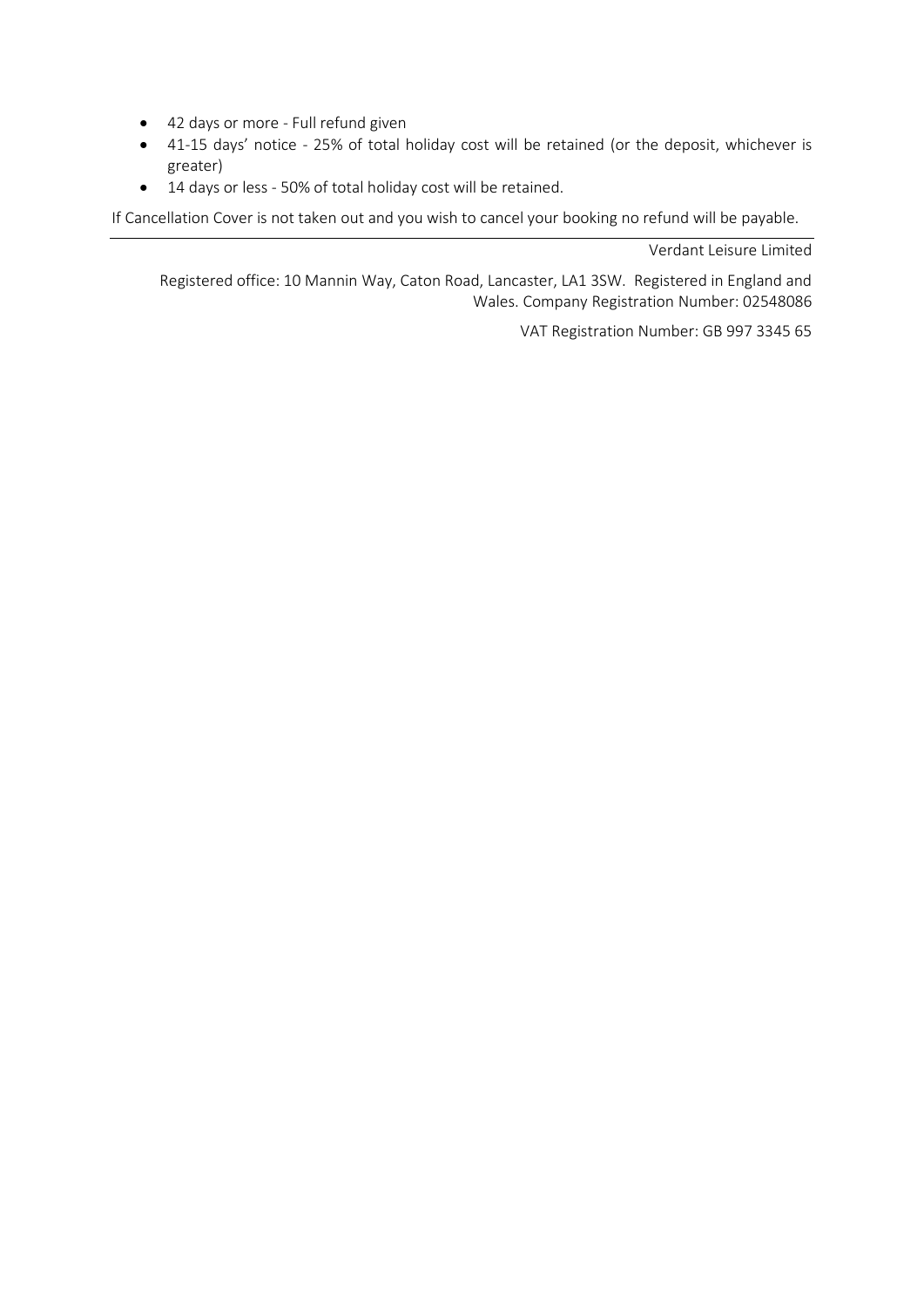- 42 days or more - Full refund given
- 41-15 days' notice - 25% of total holiday cost will be retained (or the deposit, whichever is greater)
- 14 days or less - 50% of total holiday cost will be retained.

If Cancellation Cover is not taken out and you wish to cancel your booking no refund will be payable.

---

Verdant Leisure Limited

Registered office: 10 Mannin Way, Caton Road, Lancaster, LA1 3SW. Registered in England and Wales. Company Registration Number: 02548086

VAT Registration Number: GB 997 3345 65